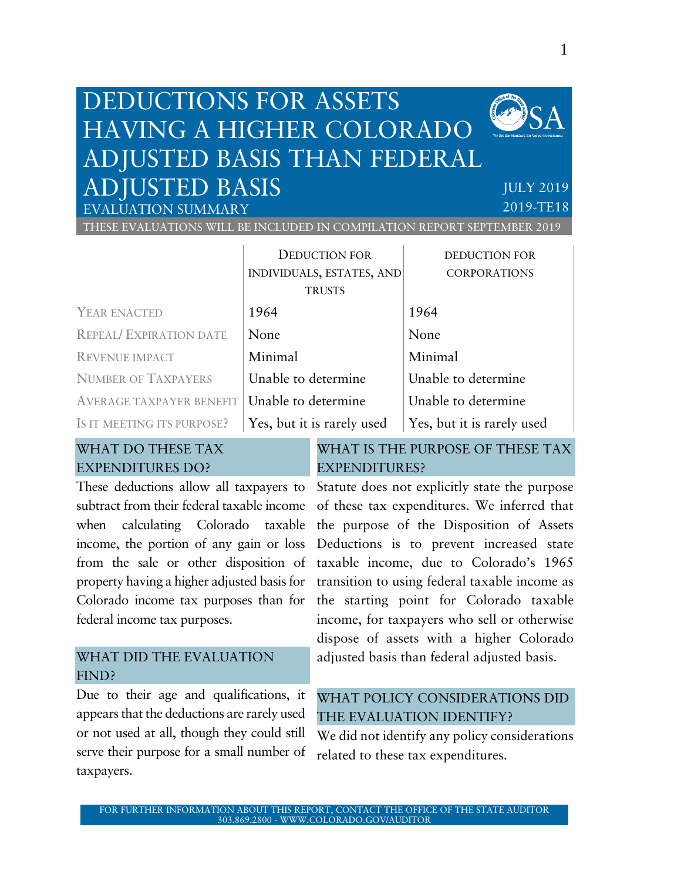# DEDUCTIONS FOR ASSETS HAVING A HIGHER COLORADO ADJUSTED BASIS THAN FEDERAL ADJUSTED BASIS

EVALUATION SUMMARY

JULY 2019
2019-TE18

THESE EVALUATIONS WILL BE INCLUDED IN COMPILATION REPORT SEPTEMBER 2019

| | DEDUCTION FOR INDIVIDUALS, ESTATES, AND TRUSTS | DEDUCTION FOR CORPORATIONS |
|---|---|---|
| YEAR ENACTED | 1964 | 1964 |
| REPEAL/ EXPIRATION DATE | None | None |
| REVENUE IMPACT | Minimal | Minimal |
| NUMBER OF TAXPAYERS | Unable to determine | Unable to determine |
| AVERAGE TAXPAYER BENEFIT | Unable to determine | Unable to determine |
| IS IT MEETING ITS PURPOSE? | Yes, but it is rarely used | Yes, but it is rarely used |

## WHAT DO THESE TAX EXPENDITURES DO?

These deductions allow all taxpayers to subtract from their federal taxable income when calculating Colorado taxable income, the portion of any gain or loss from the sale or other disposition of property having a higher adjusted basis for Colorado income tax purposes than for federal income tax purposes.

## WHAT DID THE EVALUATION FIND?

Due to their age and qualifications, it appears that the deductions are rarely used or not used at all, though they could still serve their purpose for a small number of taxpayers.

## WHAT IS THE PURPOSE OF THESE TAX EXPENDITURES?

Statute does not explicitly state the purpose of these tax expenditures. We inferred that the purpose of the Disposition of Assets Deductions is to prevent increased state taxable income, due to Colorado's 1965 transition to using federal taxable income as the starting point for Colorado taxable income, for taxpayers who sell or otherwise dispose of assets with a higher Colorado adjusted basis than federal adjusted basis.

## WHAT POLICY CONSIDERATIONS DID THE EVALUATION IDENTIFY?

We did not identify any policy considerations related to these tax expenditures.

FOR FURTHER INFORMATION ABOUT THIS REPORT, CONTACT THE OFFICE OF THE STATE AUDITOR
303.869.2800 - WWW.COLORADO.GOV/AUDITOR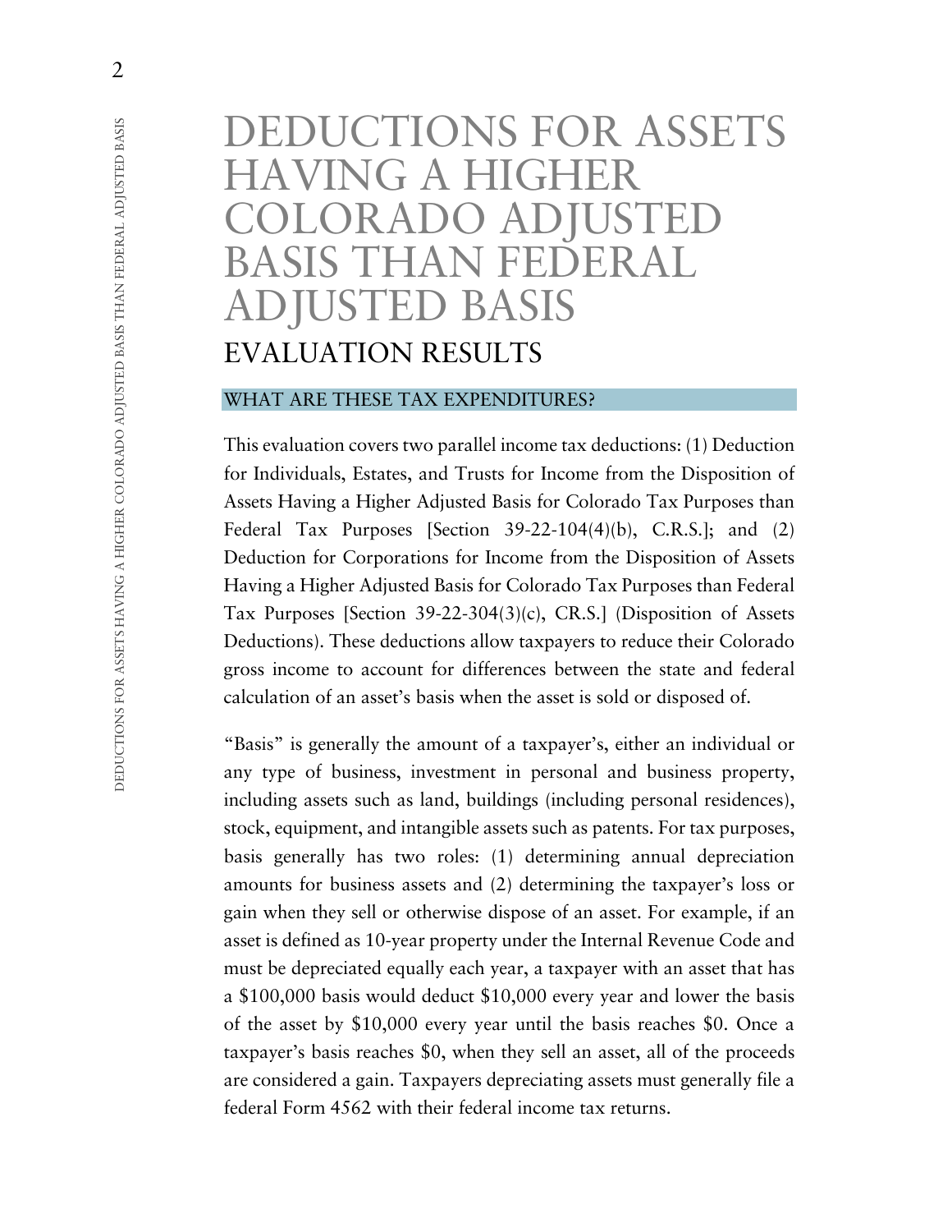# DEDUCTIONS FOR ASSETS HAVING A HIGHER COLORADO ADJUSTED BASIS THAN FEDERAL ADJUSTED BASIS

## EVALUATION RESULTS

### WHAT ARE THESE TAX EXPENDITURES?

This evaluation covers two parallel income tax deductions: (1) Deduction for Individuals, Estates, and Trusts for Income from the Disposition of Assets Having a Higher Adjusted Basis for Colorado Tax Purposes than Federal Tax Purposes [Section 39-22-104(4)(b), C.R.S.]; and (2) Deduction for Corporations for Income from the Disposition of Assets Having a Higher Adjusted Basis for Colorado Tax Purposes than Federal Tax Purposes [Section 39-22-304(3)(c), CR.S.] (Disposition of Assets Deductions). These deductions allow taxpayers to reduce their Colorado gross income to account for differences between the state and federal calculation of an asset's basis when the asset is sold or disposed of.

"Basis" is generally the amount of a taxpayer's, either an individual or any type of business, investment in personal and business property, including assets such as land, buildings (including personal residences), stock, equipment, and intangible assets such as patents. For tax purposes, basis generally has two roles: (1) determining annual depreciation amounts for business assets and (2) determining the taxpayer's loss or gain when they sell or otherwise dispose of an asset. For example, if an asset is defined as 10-year property under the Internal Revenue Code and must be depreciated equally each year, a taxpayer with an asset that has a $100,000 basis would deduct $10,000 every year and lower the basis of the asset by $10,000 every year until the basis reaches $0. Once a taxpayer's basis reaches $0, when they sell an asset, all of the proceeds are considered a gain. Taxpayers depreciating assets must generally file a federal Form 4562 with their federal income tax returns.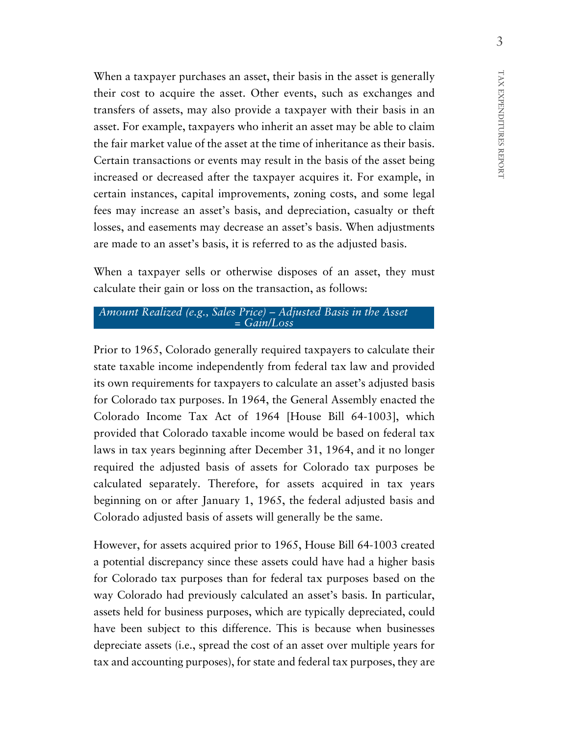When a taxpayer purchases an asset, their basis in the asset is generally their cost to acquire the asset. Other events, such as exchanges and transfers of assets, may also provide a taxpayer with their basis in an asset. For example, taxpayers who inherit an asset may be able to claim the fair market value of the asset at the time of inheritance as their basis. Certain transactions or events may result in the basis of the asset being increased or decreased after the taxpayer acquires it. For example, in certain instances, capital improvements, zoning costs, and some legal fees may increase an asset's basis, and depreciation, casualty or theft losses, and easements may decrease an asset's basis. When adjustments are made to an asset's basis, it is referred to as the adjusted basis.

When a taxpayer sells or otherwise disposes of an asset, they must calculate their gain or loss on the transaction, as follows:

*Amount Realized (e.g., Sales Price) – Adjusted Basis in the Asset = Gain/Loss*

Prior to 1965, Colorado generally required taxpayers to calculate their state taxable income independently from federal tax law and provided its own requirements for taxpayers to calculate an asset's adjusted basis for Colorado tax purposes. In 1964, the General Assembly enacted the Colorado Income Tax Act of 1964 [House Bill 64-1003], which provided that Colorado taxable income would be based on federal tax laws in tax years beginning after December 31, 1964, and it no longer required the adjusted basis of assets for Colorado tax purposes be calculated separately. Therefore, for assets acquired in tax years beginning on or after January 1, 1965, the federal adjusted basis and Colorado adjusted basis of assets will generally be the same.

However, for assets acquired prior to 1965, House Bill 64-1003 created a potential discrepancy since these assets could have had a higher basis for Colorado tax purposes than for federal tax purposes based on the way Colorado had previously calculated an asset's basis. In particular, assets held for business purposes, which are typically depreciated, could have been subject to this difference. This is because when businesses depreciate assets (i.e., spread the cost of an asset over multiple years for tax and accounting purposes), for state and federal tax purposes, they are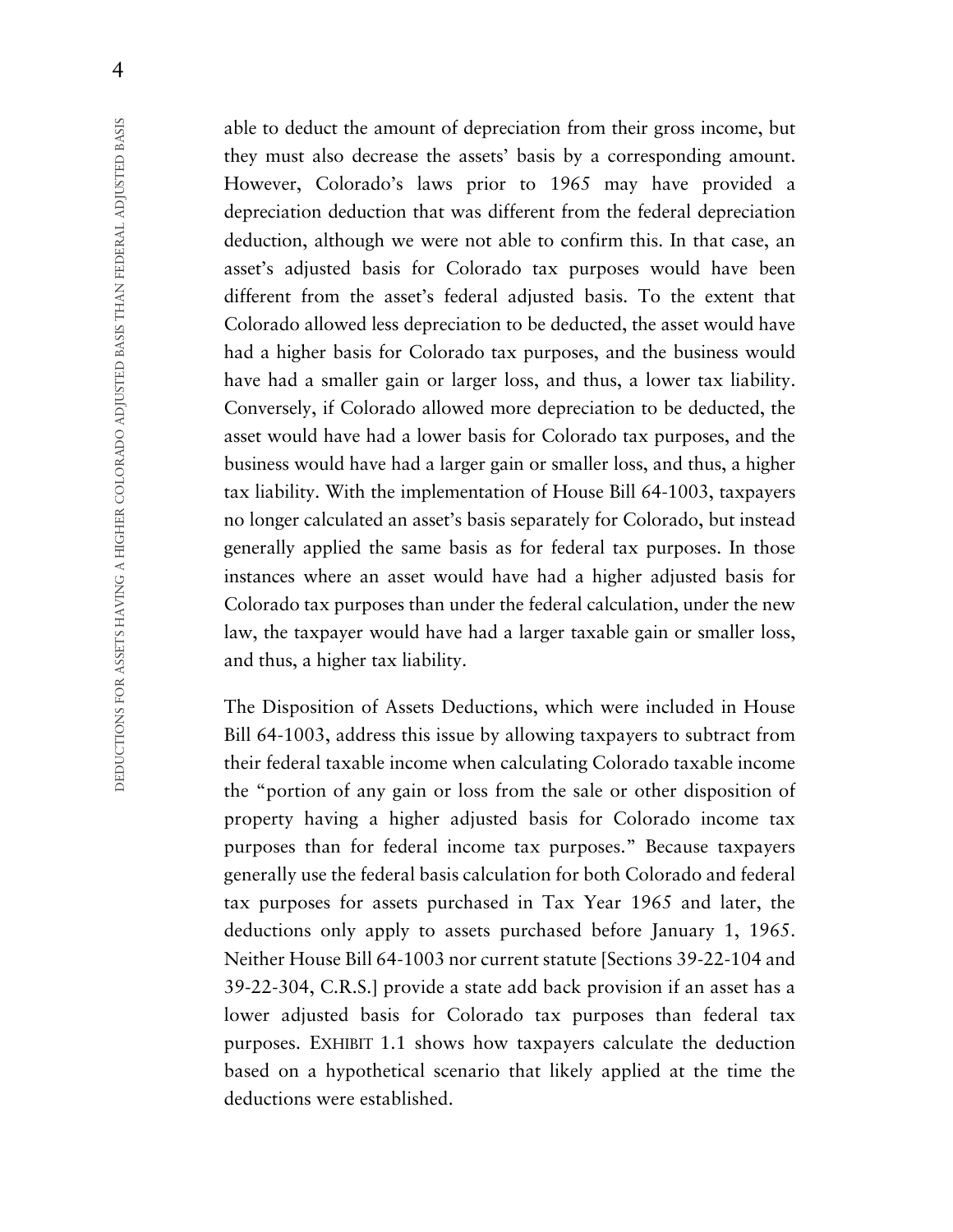able to deduct the amount of depreciation from their gross income, but they must also decrease the assets' basis by a corresponding amount. However, Colorado's laws prior to 1965 may have provided a depreciation deduction that was different from the federal depreciation deduction, although we were not able to confirm this. In that case, an asset's adjusted basis for Colorado tax purposes would have been different from the asset's federal adjusted basis. To the extent that Colorado allowed less depreciation to be deducted, the asset would have had a higher basis for Colorado tax purposes, and the business would have had a smaller gain or larger loss, and thus, a lower tax liability. Conversely, if Colorado allowed more depreciation to be deducted, the asset would have had a lower basis for Colorado tax purposes, and the business would have had a larger gain or smaller loss, and thus, a higher tax liability. With the implementation of House Bill 64-1003, taxpayers no longer calculated an asset's basis separately for Colorado, but instead generally applied the same basis as for federal tax purposes. In those instances where an asset would have had a higher adjusted basis for Colorado tax purposes than under the federal calculation, under the new law, the taxpayer would have had a larger taxable gain or smaller loss, and thus, a higher tax liability.

The Disposition of Assets Deductions, which were included in House Bill 64-1003, address this issue by allowing taxpayers to subtract from their federal taxable income when calculating Colorado taxable income the "portion of any gain or loss from the sale or other disposition of property having a higher adjusted basis for Colorado income tax purposes than for federal income tax purposes." Because taxpayers generally use the federal basis calculation for both Colorado and federal tax purposes for assets purchased in Tax Year 1965 and later, the deductions only apply to assets purchased before January 1, 1965. Neither House Bill 64-1003 nor current statute [Sections 39-22-104 and 39-22-304, C.R.S.] provide a state add back provision if an asset has a lower adjusted basis for Colorado tax purposes than federal tax purposes. EXHIBIT 1.1 shows how taxpayers calculate the deduction based on a hypothetical scenario that likely applied at the time the deductions were established.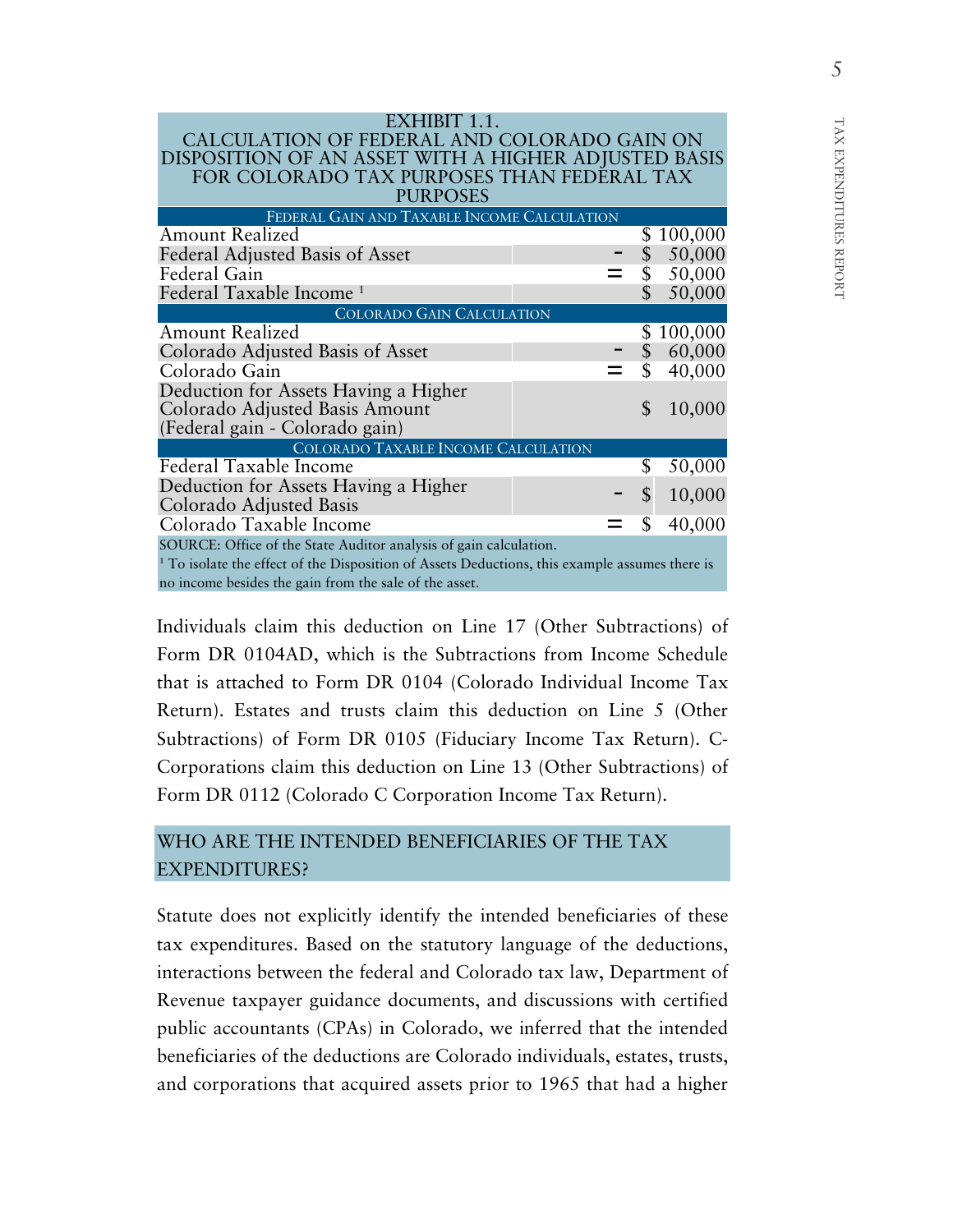| EXHIBIT 1.1. CALCULATION OF FEDERAL AND COLORADO GAIN ON DISPOSITION OF AN ASSET WITH A HIGHER ADJUSTED BASIS FOR COLORADO TAX PURPOSES THAN FEDERAL TAX PURPOSES | | |
|---|---|---|
| **FEDERAL GAIN AND TAXABLE INCOME CALCULATION** | | |
| Amount Realized | | $ 100,000 |
| Federal Adjusted Basis of Asset | - | $ 50,000 |
| Federal Gain | = | $ 50,000 |
| Federal Taxable Income [1] | | $ 50,000 |
| **COLORADO GAIN CALCULATION** | | |
| Amount Realized | | $ 100,000 |
| Colorado Adjusted Basis of Asset | - | $ 60,000 |
| Colorado Gain | = | $ 40,000 |
| Deduction for Assets Having a Higher Colorado Adjusted Basis Amount (Federal gain - Colorado gain) | | $ 10,000 |
| **COLORADO TAXABLE INCOME CALCULATION** | | |
| Federal Taxable Income | | $ 50,000 |
| Deduction for Assets Having a Higher Colorado Adjusted Basis | - | $ 10,000 |
| Colorado Taxable Income | = | $ 40,000 |

SOURCE: Office of the State Auditor analysis of gain calculation.
[1] To isolate the effect of the Disposition of Assets Deductions, this example assumes there is no income besides the gain from the sale of the asset.

Individuals claim this deduction on Line 17 (Other Subtractions) of Form DR 0104AD, which is the Subtractions from Income Schedule that is attached to Form DR 0104 (Colorado Individual Income Tax Return). Estates and trusts claim this deduction on Line 5 (Other Subtractions) of Form DR 0105 (Fiduciary Income Tax Return). C-Corporations claim this deduction on Line 13 (Other Subtractions) of Form DR 0112 (Colorado C Corporation Income Tax Return).

## WHO ARE THE INTENDED BENEFICIARIES OF THE TAX EXPENDITURES?

Statute does not explicitly identify the intended beneficiaries of these tax expenditures. Based on the statutory language of the deductions, interactions between the federal and Colorado tax law, Department of Revenue taxpayer guidance documents, and discussions with certified public accountants (CPAs) in Colorado, we inferred that the intended beneficiaries of the deductions are Colorado individuals, estates, trusts, and corporations that acquired assets prior to 1965 that had a higher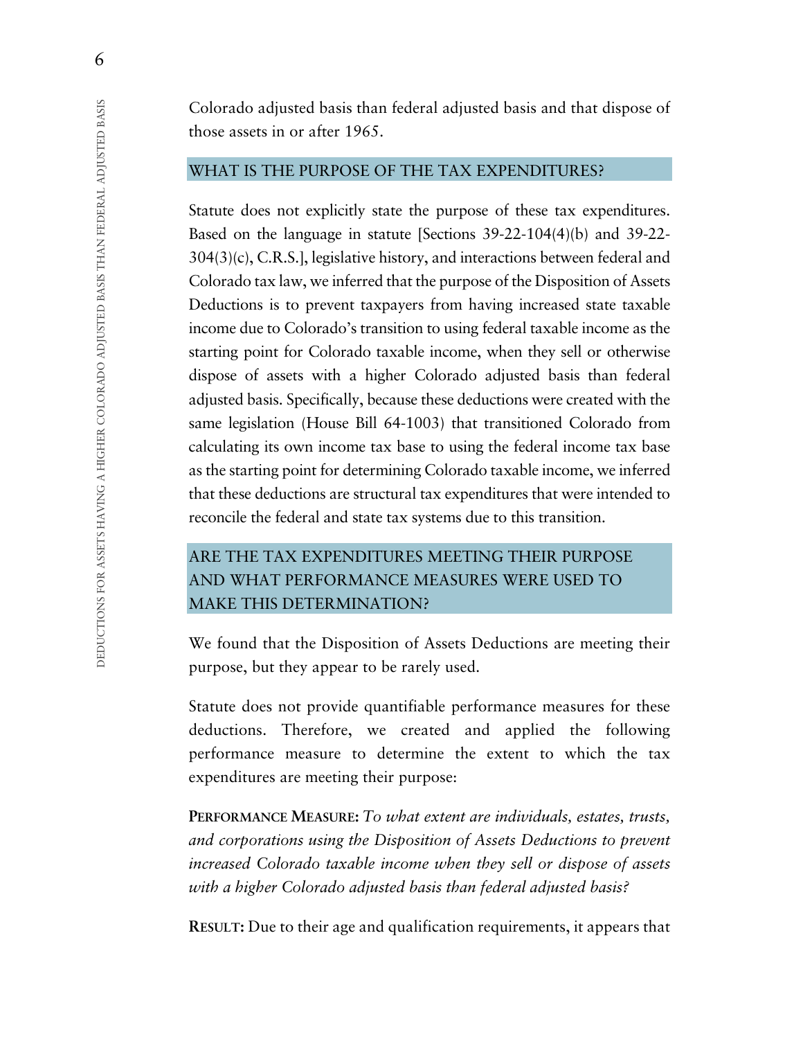Colorado adjusted basis than federal adjusted basis and that dispose of those assets in or after 1965.

## WHAT IS THE PURPOSE OF THE TAX EXPENDITURES?

Statute does not explicitly state the purpose of these tax expenditures. Based on the language in statute [Sections 39-22-104(4)(b) and 39-22-304(3)(c), C.R.S.], legislative history, and interactions between federal and Colorado tax law, we inferred that the purpose of the Disposition of Assets Deductions is to prevent taxpayers from having increased state taxable income due to Colorado's transition to using federal taxable income as the starting point for Colorado taxable income, when they sell or otherwise dispose of assets with a higher Colorado adjusted basis than federal adjusted basis. Specifically, because these deductions were created with the same legislation (House Bill 64-1003) that transitioned Colorado from calculating its own income tax base to using the federal income tax base as the starting point for determining Colorado taxable income, we inferred that these deductions are structural tax expenditures that were intended to reconcile the federal and state tax systems due to this transition.

## ARE THE TAX EXPENDITURES MEETING THEIR PURPOSE AND WHAT PERFORMANCE MEASURES WERE USED TO MAKE THIS DETERMINATION?

We found that the Disposition of Assets Deductions are meeting their purpose, but they appear to be rarely used.

Statute does not provide quantifiable performance measures for these deductions. Therefore, we created and applied the following performance measure to determine the extent to which the tax expenditures are meeting their purpose:

**PERFORMANCE MEASURE:** *To what extent are individuals, estates, trusts, and corporations using the Disposition of Assets Deductions to prevent increased Colorado taxable income when they sell or dispose of assets with a higher Colorado adjusted basis than federal adjusted basis?*

**RESULT:** Due to their age and qualification requirements, it appears that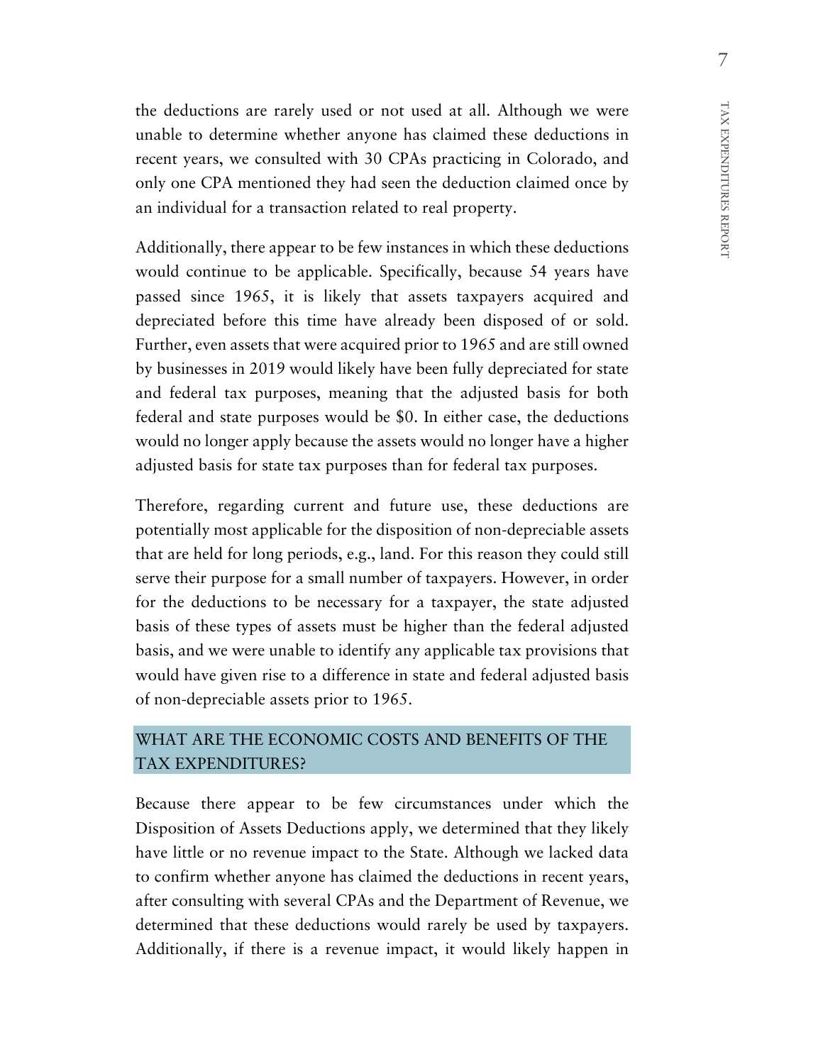the deductions are rarely used or not used at all. Although we were unable to determine whether anyone has claimed these deductions in recent years, we consulted with 30 CPAs practicing in Colorado, and only one CPA mentioned they had seen the deduction claimed once by an individual for a transaction related to real property.

Additionally, there appear to be few instances in which these deductions would continue to be applicable. Specifically, because 54 years have passed since 1965, it is likely that assets taxpayers acquired and depreciated before this time have already been disposed of or sold. Further, even assets that were acquired prior to 1965 and are still owned by businesses in 2019 would likely have been fully depreciated for state and federal tax purposes, meaning that the adjusted basis for both federal and state purposes would be $0. In either case, the deductions would no longer apply because the assets would no longer have a higher adjusted basis for state tax purposes than for federal tax purposes.

Therefore, regarding current and future use, these deductions are potentially most applicable for the disposition of non-depreciable assets that are held for long periods, e.g., land. For this reason they could still serve their purpose for a small number of taxpayers. However, in order for the deductions to be necessary for a taxpayer, the state adjusted basis of these types of assets must be higher than the federal adjusted basis, and we were unable to identify any applicable tax provisions that would have given rise to a difference in state and federal adjusted basis of non-depreciable assets prior to 1965.

## WHAT ARE THE ECONOMIC COSTS AND BENEFITS OF THE TAX EXPENDITURES?

Because there appear to be few circumstances under which the Disposition of Assets Deductions apply, we determined that they likely have little or no revenue impact to the State. Although we lacked data to confirm whether anyone has claimed the deductions in recent years, after consulting with several CPAs and the Department of Revenue, we determined that these deductions would rarely be used by taxpayers. Additionally, if there is a revenue impact, it would likely happen in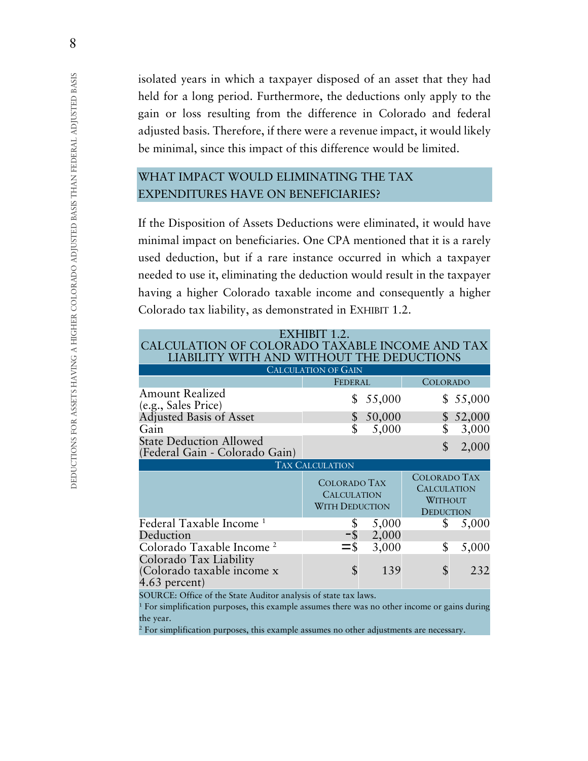isolated years in which a taxpayer disposed of an asset that they had held for a long period. Furthermore, the deductions only apply to the gain or loss resulting from the difference in Colorado and federal adjusted basis. Therefore, if there were a revenue impact, it would likely be minimal, since this impact of this difference would be limited.

## WHAT IMPACT WOULD ELIMINATING THE TAX EXPENDITURES HAVE ON BENEFICIARIES?

If the Disposition of Assets Deductions were eliminated, it would have minimal impact on beneficiaries. One CPA mentioned that it is a rarely used deduction, but if a rare instance occurred in which a taxpayer needed to use it, eliminating the deduction would result in the taxpayer having a higher Colorado taxable income and consequently a higher Colorado tax liability, as demonstrated in EXHIBIT 1.2.

**EXHIBIT 1.2.**
**CALCULATION OF COLORADO TAXABLE INCOME AND TAX LIABILITY WITH AND WITHOUT THE DEDUCTIONS**

| CALCULATION OF GAIN | | |
|---|---|---|
| | FEDERAL | COLORADO |
| Amount Realized (e.g., Sales Price) | $ 55,000 | $ 55,000 |
| Adjusted Basis of Asset | $ 50,000 | $ 52,000 |
| Gain | $ 5,000 | $ 3,000 |
| State Deduction Allowed (Federal Gain - Colorado Gain) | | $ 2,000 |
| **TAX CALCULATION** | | |
| | COLORADO TAX CALCULATION WITH DEDUCTION | COLORADO TAX CALCULATION WITHOUT DEDUCTION |
| Federal Taxable Income [1] | $ 5,000 | $ 5,000 |
| Deduction | -$ 2,000 | |
| Colorado Taxable Income [2] | =$ 3,000 | $ 5,000 |
| Colorado Tax Liability (Colorado taxable income x 4.63 percent) | $ 139 | $ 232 |

SOURCE: Office of the State Auditor analysis of state tax laws.
[1] For simplification purposes, this example assumes there was no other income or gains during the year.
[2] For simplification purposes, this example assumes no other adjustments are necessary.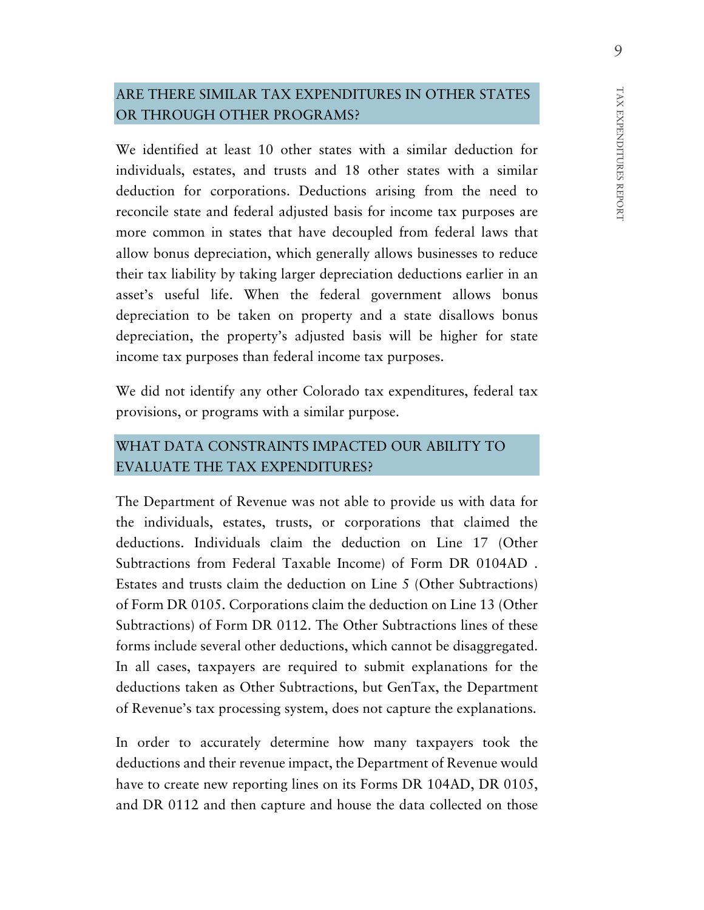## ARE THERE SIMILAR TAX EXPENDITURES IN OTHER STATES OR THROUGH OTHER PROGRAMS?

We identified at least 10 other states with a similar deduction for individuals, estates, and trusts and 18 other states with a similar deduction for corporations. Deductions arising from the need to reconcile state and federal adjusted basis for income tax purposes are more common in states that have decoupled from federal laws that allow bonus depreciation, which generally allows businesses to reduce their tax liability by taking larger depreciation deductions earlier in an asset's useful life. When the federal government allows bonus depreciation to be taken on property and a state disallows bonus depreciation, the property's adjusted basis will be higher for state income tax purposes than federal income tax purposes.

We did not identify any other Colorado tax expenditures, federal tax provisions, or programs with a similar purpose.

## WHAT DATA CONSTRAINTS IMPACTED OUR ABILITY TO EVALUATE THE TAX EXPENDITURES?

The Department of Revenue was not able to provide us with data for the individuals, estates, trusts, or corporations that claimed the deductions. Individuals claim the deduction on Line 17 (Other Subtractions from Federal Taxable Income) of Form DR 0104AD . Estates and trusts claim the deduction on Line 5 (Other Subtractions) of Form DR 0105. Corporations claim the deduction on Line 13 (Other Subtractions) of Form DR 0112. The Other Subtractions lines of these forms include several other deductions, which cannot be disaggregated. In all cases, taxpayers are required to submit explanations for the deductions taken as Other Subtractions, but GenTax, the Department of Revenue's tax processing system, does not capture the explanations.

In order to accurately determine how many taxpayers took the deductions and their revenue impact, the Department of Revenue would have to create new reporting lines on its Forms DR 104AD, DR 0105, and DR 0112 and then capture and house the data collected on those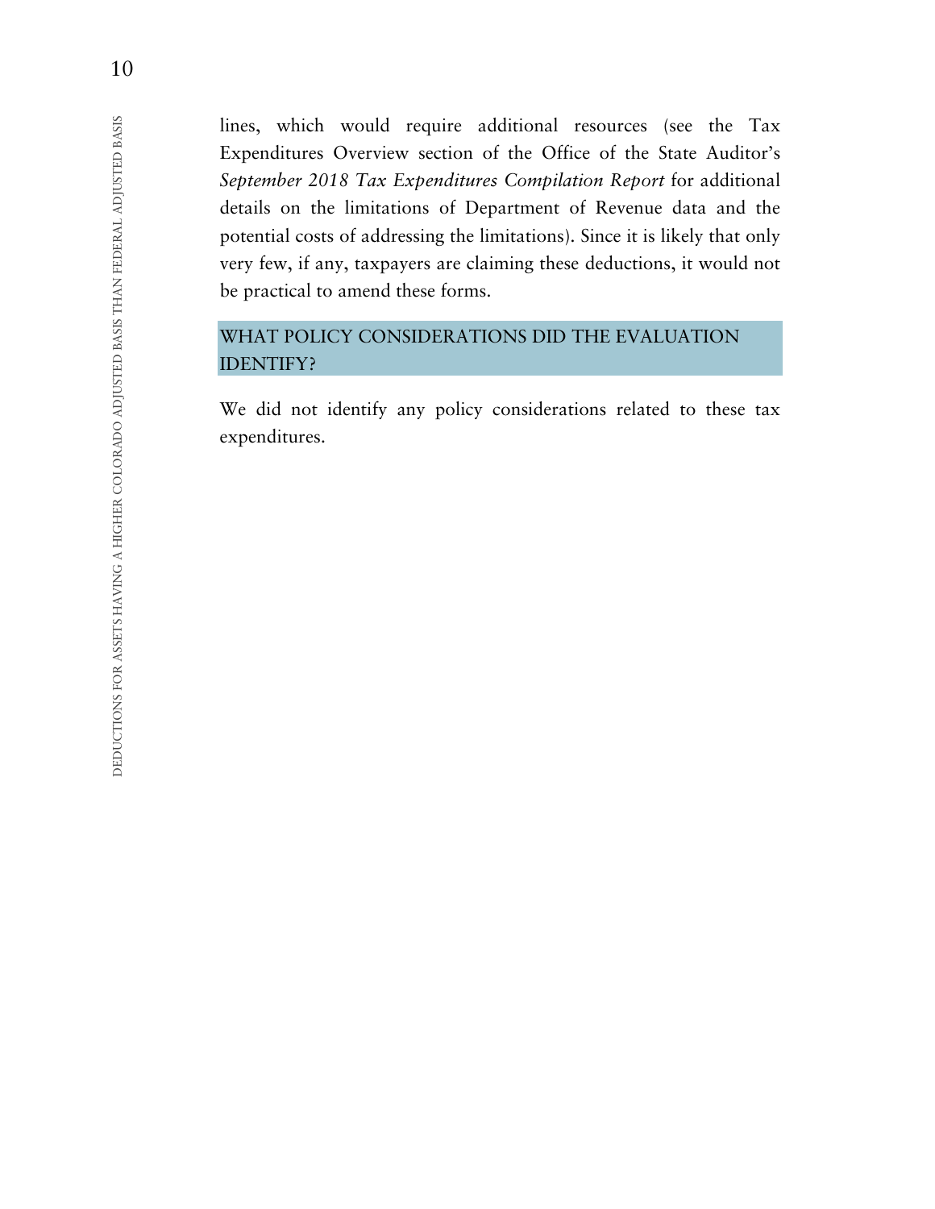lines, which would require additional resources (see the Tax Expenditures Overview section of the Office of the State Auditor's *September 2018 Tax Expenditures Compilation Report* for additional details on the limitations of Department of Revenue data and the potential costs of addressing the limitations). Since it is likely that only very few, if any, taxpayers are claiming these deductions, it would not be practical to amend these forms.

## WHAT POLICY CONSIDERATIONS DID THE EVALUATION IDENTIFY?

We did not identify any policy considerations related to these tax expenditures.